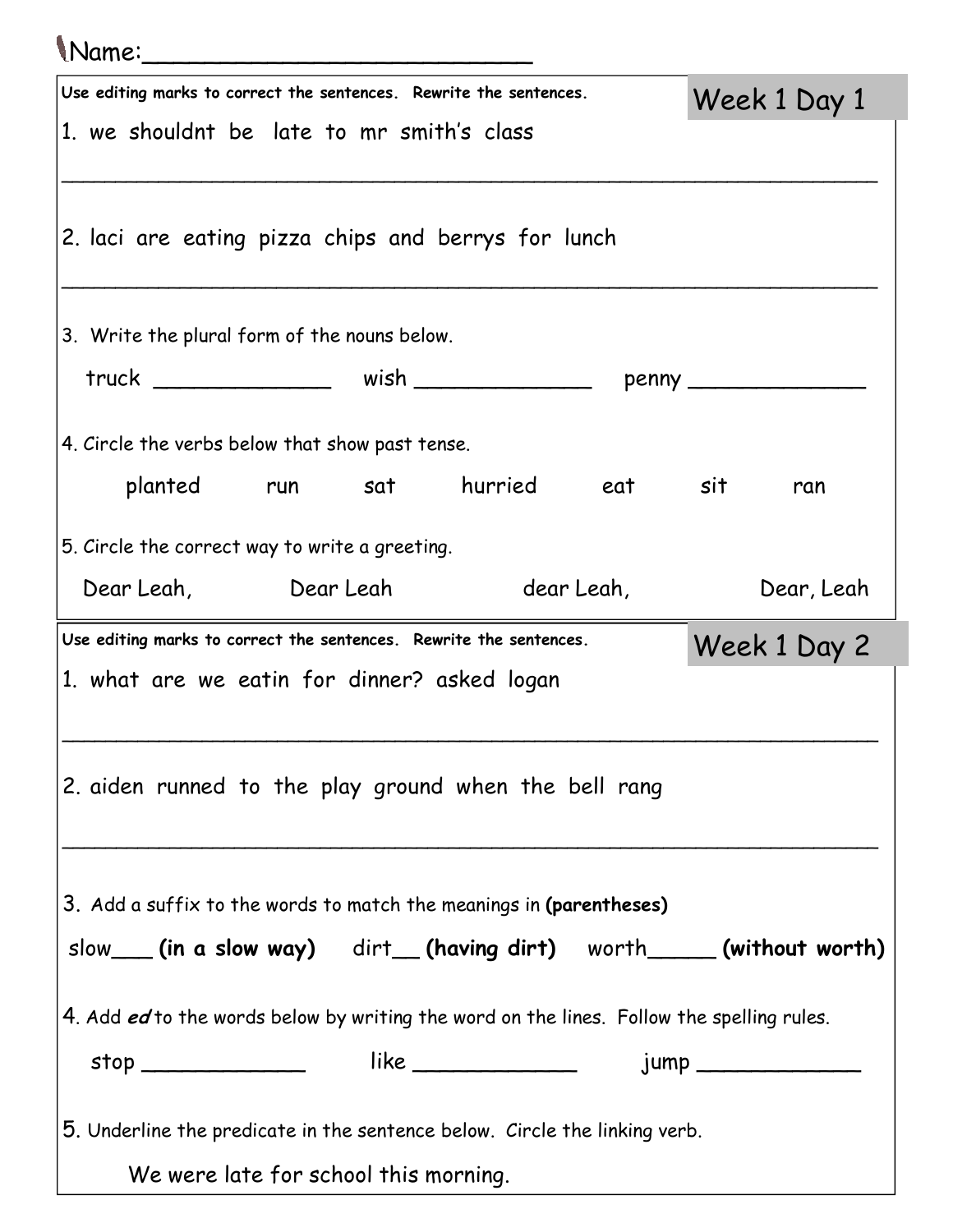Name:_________________________

## Week 1 Day 1

**Use editing marks to correct the sentences. Rewrite the sentences.**

1. we shouldnt be late to mr smith's class

_______________________________________________________________

2. laci are eating pizza chips and berrys for lunch

_______________________________________________________________

3. Write the plural form of the nouns below.

truck _____________ wish _____________ penny _____________

4. Circle the verbs below that show past tense.

planted run sat hurried eat sit ran

5. Circle the correct way to write a greeting.

Dear Leah, Dear Leah dear Leah, Dear, Leah

## Week 1 Day 2

**Use editing marks to correct the sentences. Rewrite the sentences.**

1. what are we eatin for dinner? asked logan

_______________________________________________________________

2. aiden runned to the play ground when the bell rang

_______________________________________________________________

3. Add a suffix to the words to match the meanings in **(parentheses)**

slow___ **(in a slow way)** dirt__ **(having dirt)** worth_____ **(without worth)**

4. Add ***ed*** to the words below by writing the word on the lines. Follow the spelling rules.

stop _____________ like _____________ jump _____________

5. Underline the predicate in the sentence below. Circle the linking verb.

We were late for school this morning.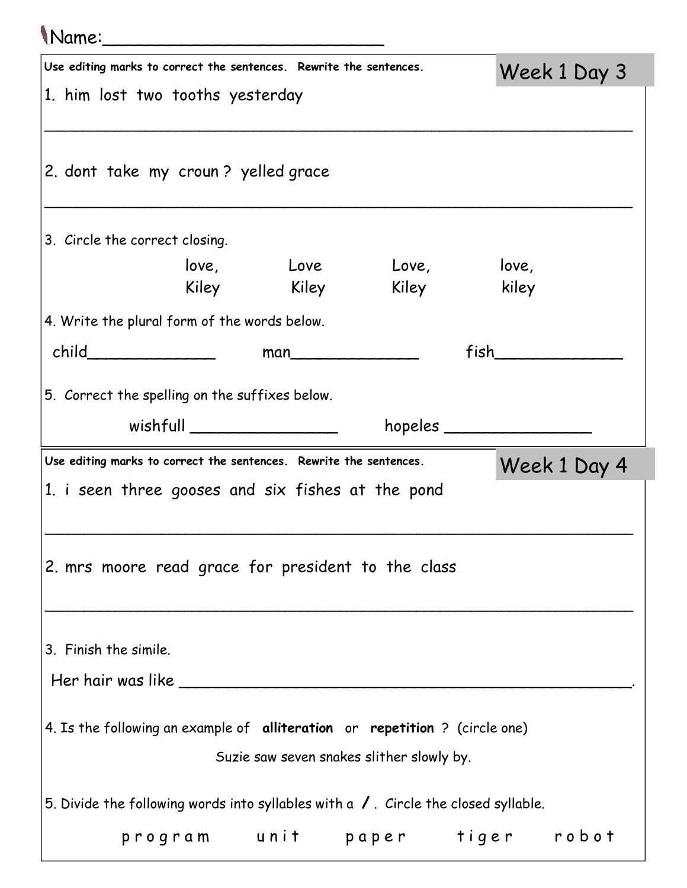Name:\_\_\_\_\_\_\_\_\_\_\_\_\_\_\_\_\_\_\_\_\_\_\_\_\_\_

## Week 1 Day 3

**Use editing marks to correct the sentences. Rewrite the sentences.**

1. him lost two tooths yesterday

\_\_\_\_\_\_\_\_\_\_\_\_\_\_\_\_\_\_\_\_\_\_\_\_\_\_\_\_\_\_\_\_\_\_\_\_\_\_\_\_\_\_\_\_\_\_\_\_\_\_\_\_\_\_\_\_\_\_\_\_

2. dont take my croun ? yelled grace

\_\_\_\_\_\_\_\_\_\_\_\_\_\_\_\_\_\_\_\_\_\_\_\_\_\_\_\_\_\_\_\_\_\_\_\_\_\_\_\_\_\_\_\_\_\_\_\_\_\_\_\_\_\_\_\_\_\_\_\_

3. Circle the correct closing.

| love, | Love | Love, | love, |
|---|---|---|---|
| Kiley | Kiley | Kiley | kiley |

4. Write the plural form of the words below.

child\_\_\_\_\_\_\_\_\_\_\_\_\_ man\_\_\_\_\_\_\_\_\_\_\_\_\_ fish\_\_\_\_\_\_\_\_\_\_\_\_\_

5. Correct the spelling on the suffixes below.

wishfull \_\_\_\_\_\_\_\_\_\_\_\_\_\_\_ hopeles \_\_\_\_\_\_\_\_\_\_\_\_\_\_\_

## Week 1 Day 4

**Use editing marks to correct the sentences. Rewrite the sentences.**

1. i seen three gooses and six fishes at the pond

\_\_\_\_\_\_\_\_\_\_\_\_\_\_\_\_\_\_\_\_\_\_\_\_\_\_\_\_\_\_\_\_\_\_\_\_\_\_\_\_\_\_\_\_\_\_\_\_\_\_\_\_\_\_\_\_\_\_\_\_

2. mrs moore read grace for president to the class

\_\_\_\_\_\_\_\_\_\_\_\_\_\_\_\_\_\_\_\_\_\_\_\_\_\_\_\_\_\_\_\_\_\_\_\_\_\_\_\_\_\_\_\_\_\_\_\_\_\_\_\_\_\_\_\_\_\_\_\_

3. Finish the simile.

Her hair was like \_\_\_\_\_\_\_\_\_\_\_\_\_\_\_\_\_\_\_\_\_\_\_\_\_\_\_\_\_\_\_\_\_\_\_\_\_\_\_\_\_\_\_\_\_.

4. Is the following an example of **alliteration** or **repetition** ? (circle one)

Suzie saw seven snakes slither slowly by.

5. Divide the following words into syllables with a **/** . Circle the closed syllable.

p r o g r a m u n i t p a p e r t i g e r r o b o t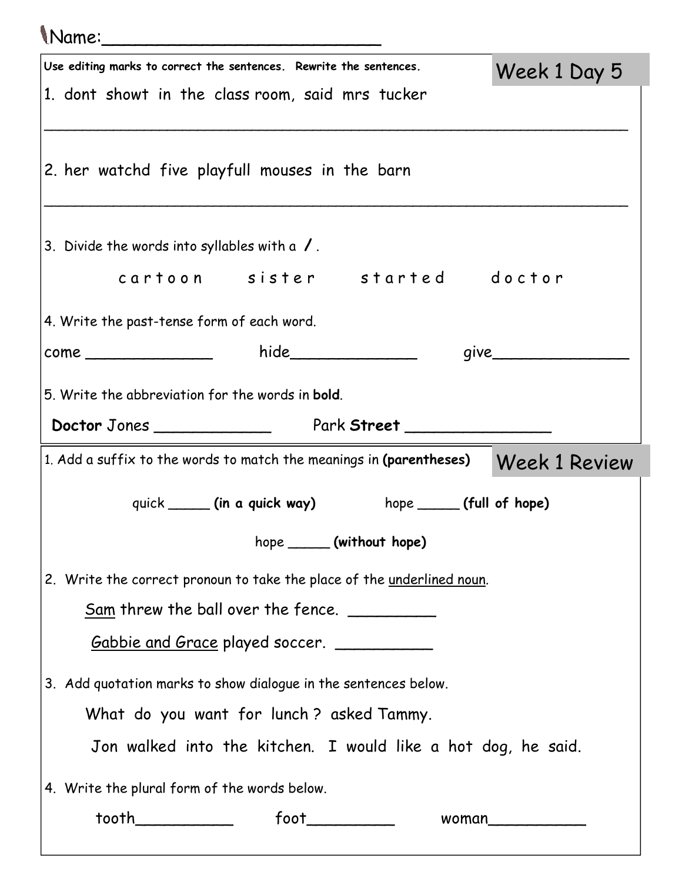Name:_________________________

## Week 1 Day 5

**Use editing marks to correct the sentences. Rewrite the sentences.**

1. dont showt in the class room, said mrs tucker

_______________________________________________________________

2. her watchd five playfull mouses in the barn

_______________________________________________________________

3. Divide the words into syllables with a **/** .

c a r t o o n      s i s t e r      s t a r t e d      d o c t o r

4. Write the past-tense form of each word.

come _____________      hide_____________      give______________

5. Write the abbreviation for the words in **bold**.

**Doctor** Jones ____________      Park **Street** _______________

## Week 1 Review

1. Add a suffix to the words to match the meanings in **(parentheses)**

quick _____ **(in a quick way)**      hope _____ **(full of hope)**

hope _____ **(without hope)**

2. Write the correct pronoun to take the place of the <u>underlined noun</u>.

<u>Sam</u> threw the ball over the fence. _________

<u>Gabbie and Grace</u> played soccer. __________

3. Add quotation marks to show dialogue in the sentences below.

What do you want for lunch ? asked Tammy.

Jon walked into the kitchen. I would like a hot dog, he said.

4. Write the plural form of the words below.

tooth__________      foot_________      woman__________